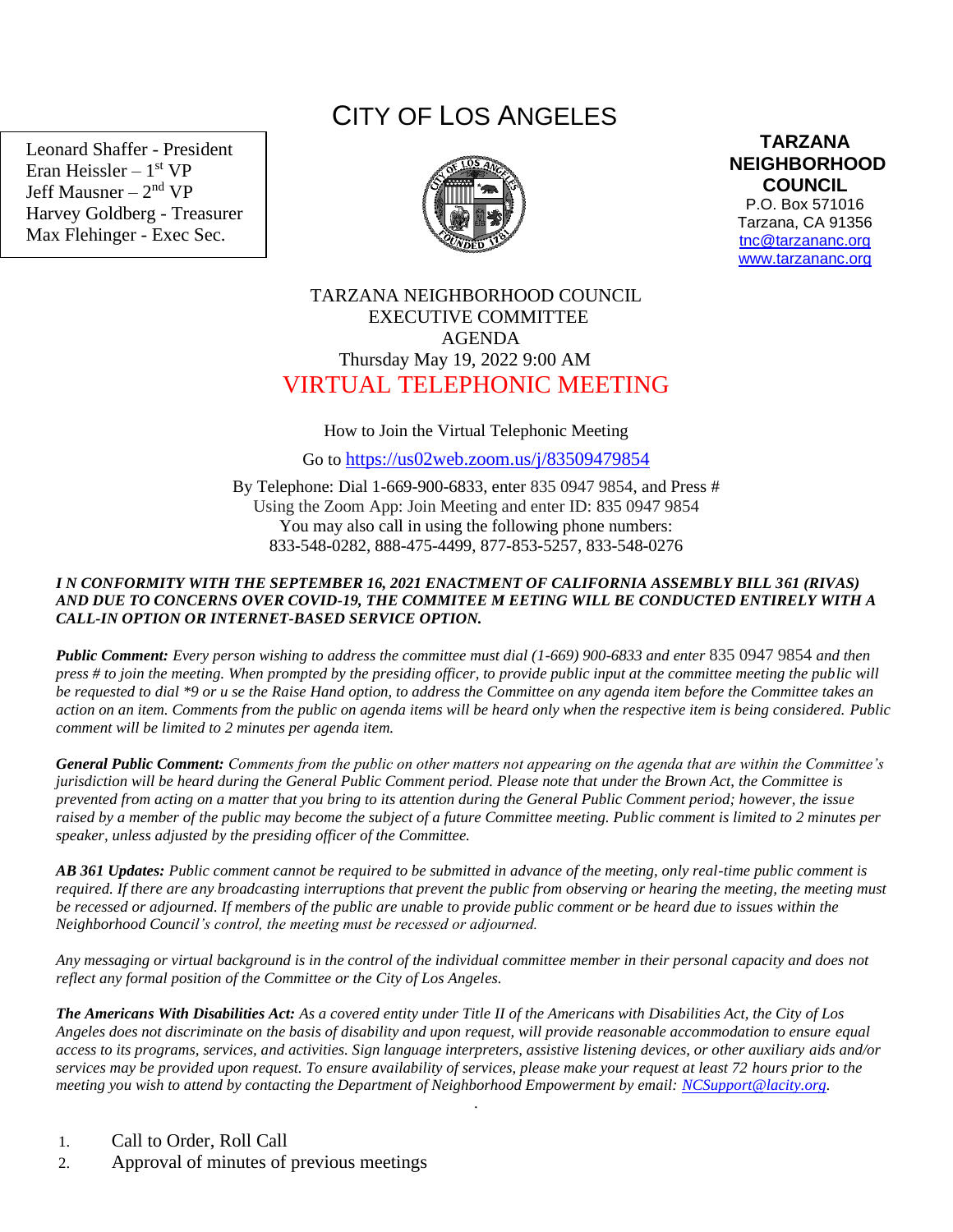# CITY OF LOS ANGELES

Leonard Shaffer - President
Eran Heissler – 1st VP
Jeff Mausner – 2nd VP
Harvey Goldberg - Treasurer
Max Flehinger - Exec Sec.

**TARZANA NEIGHBORHOOD COUNCIL**
P.O. Box 571016
Tarzana, CA 91356
tnc@tarzananc.org
www.tarzananc.org

TARZANA NEIGHBORHOOD COUNCIL
EXECUTIVE COMMITTEE
AGENDA
Thursday May 19, 2022 9:00 AM

## VIRTUAL TELEPHONIC MEETING

How to Join the Virtual Telephonic Meeting

Go to https://us02web.zoom.us/j/83509479854

By Telephone: Dial 1-669-900-6833, enter 835 0947 9854, and Press #
Using the Zoom App: Join Meeting and enter ID: 835 0947 9854
You may also call in using the following phone numbers:
833-548-0282, 888-475-4499, 877-853-5257, 833-548-0276

***I N CONFORMITY WITH THE SEPTEMBER 16, 2021 ENACTMENT OF CALIFORNIA ASSEMBLY BILL 361 (RIVAS) AND DUE TO CONCERNS OVER COVID-19, THE COMMITEE M EETING WILL BE CONDUCTED ENTIRELY WITH A CALL-IN OPTION OR INTERNET-BASED SERVICE OPTION.***

***Public Comment:*** *Every person wishing to address the committee must dial (1-669) 900-6833 and enter 835 0947 9854 and then press # to join the meeting. When prompted by the presiding officer, to provide public input at the committee meeting the public will be requested to dial \*9 or u se the Raise Hand option, to address the Committee on any agenda item before the Committee takes an action on an item. Comments from the public on agenda items will be heard only when the respective item is being considered. Public comment will be limited to 2 minutes per agenda item.*

***General Public Comment:*** *Comments from the public on other matters not appearing on the agenda that are within the Committee's jurisdiction will be heard during the General Public Comment period. Please note that under the Brown Act, the Committee is prevented from acting on a matter that you bring to its attention during the General Public Comment period; however, the issue raised by a member of the public may become the subject of a future Committee meeting. Public comment is limited to 2 minutes per speaker, unless adjusted by the presiding officer of the Committee.*

***AB 361 Updates:*** *Public comment cannot be required to be submitted in advance of the meeting, only real-time public comment is required. If there are any broadcasting interruptions that prevent the public from observing or hearing the meeting, the meeting must be recessed or adjourned. If members of the public are unable to provide public comment or be heard due to issues within the Neighborhood Council's control, the meeting must be recessed or adjourned.*

*Any messaging or virtual background is in the control of the individual committee member in their personal capacity and does not reflect any formal position of the Committee or the City of Los Angeles.*

***The Americans With Disabilities Act:*** *As a covered entity under Title II of the Americans with Disabilities Act, the City of Los Angeles does not discriminate on the basis of disability and upon request, will provide reasonable accommodation to ensure equal access to its programs, services, and activities. Sign language interpreters, assistive listening devices, or other auxiliary aids and/or services may be provided upon request. To ensure availability of services, please make your request at least 72 hours prior to the meeting you wish to attend by contacting the Department of Neighborhood Empowerment by email: NCSupport@lacity.org.*

1. Call to Order, Roll Call
2. Approval of minutes of previous meetings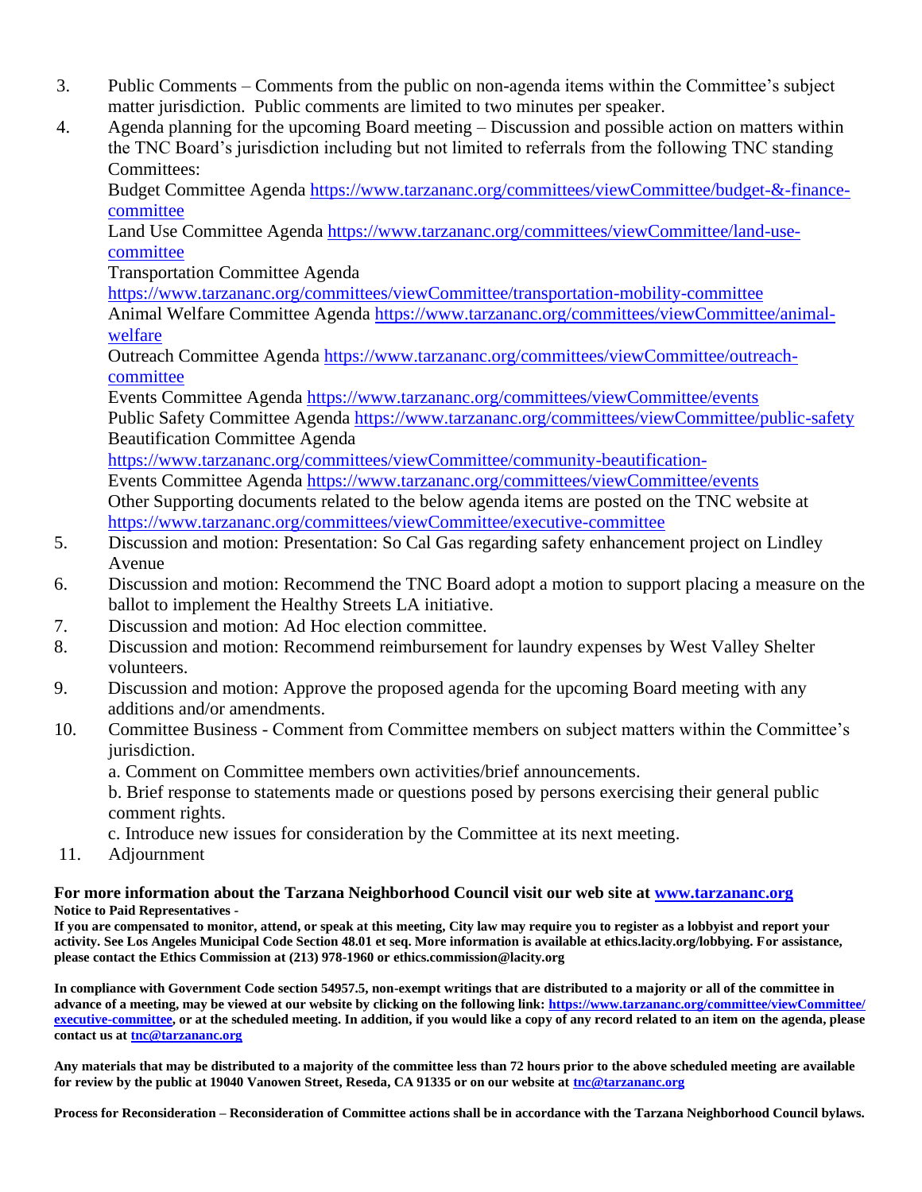3. Public Comments – Comments from the public on non-agenda items within the Committee's subject matter jurisdiction. Public comments are limited to two minutes per speaker.
4. Agenda planning for the upcoming Board meeting – Discussion and possible action on matters within the TNC Board's jurisdiction including but not limited to referrals from the following TNC standing Committees:
   Budget Committee Agenda https://www.tarzananc.org/committees/viewCommittee/budget-&-finance-committee
   Land Use Committee Agenda https://www.tarzananc.org/committees/viewCommittee/land-use-committee
   Transportation Committee Agenda https://www.tarzananc.org/committees/viewCommittee/transportation-mobility-committee
   Animal Welfare Committee Agenda https://www.tarzananc.org/committees/viewCommittee/animal-welfare
   Outreach Committee Agenda https://www.tarzananc.org/committees/viewCommittee/outreach-committee
   Events Committee Agenda https://www.tarzananc.org/committees/viewCommittee/events
   Public Safety Committee Agenda https://www.tarzananc.org/committees/viewCommittee/public-safety
   Beautification Committee Agenda https://www.tarzananc.org/committees/viewCommittee/community-beautification-
   Events Committee Agenda https://www.tarzananc.org/committees/viewCommittee/events
   Other Supporting documents related to the below agenda items are posted on the TNC website at https://www.tarzananc.org/committees/viewCommittee/executive-committee
5. Discussion and motion: Presentation: So Cal Gas regarding safety enhancement project on Lindley Avenue
6. Discussion and motion: Recommend the TNC Board adopt a motion to support placing a measure on the ballot to implement the Healthy Streets LA initiative.
7. Discussion and motion: Ad Hoc election committee.
8. Discussion and motion: Recommend reimbursement for laundry expenses by West Valley Shelter volunteers.
9. Discussion and motion: Approve the proposed agenda for the upcoming Board meeting with any additions and/or amendments.
10. Committee Business - Comment from Committee members on subject matters within the Committee's jurisdiction.
    a. Comment on Committee members own activities/brief announcements.
    b. Brief response to statements made or questions posed by persons exercising their general public comment rights.
    c. Introduce new issues for consideration by the Committee at its next meeting.
11. Adjournment

**For more information about the Tarzana Neighborhood Council visit our web site at www.tarzananc.org**

**Notice to Paid Representatives -**

**If you are compensated to monitor, attend, or speak at this meeting, City law may require you to register as a lobbyist and report your activity. See Los Angeles Municipal Code Section 48.01 et seq. More information is available at ethics.lacity.org/lobbying. For assistance, please contact the Ethics Commission at (213) 978-1960 or ethics.commission@lacity.org**

**In compliance with Government Code section 54957.5, non-exempt writings that are distributed to a majority or all of the committee in advance of a meeting, may be viewed at our website by clicking on the following link: https://www.tarzananc.org/committee/viewCommittee/executive-committee, or at the scheduled meeting. In addition, if you would like a copy of any record related to an item on the agenda, please contact us at tnc@tarzananc.org**

**Any materials that may be distributed to a majority of the committee less than 72 hours prior to the above scheduled meeting are available for review by the public at 19040 Vanowen Street, Reseda, CA 91335 or on our website at tnc@tarzananc.org**

**Process for Reconsideration – Reconsideration of Committee actions shall be in accordance with the Tarzana Neighborhood Council bylaws.**